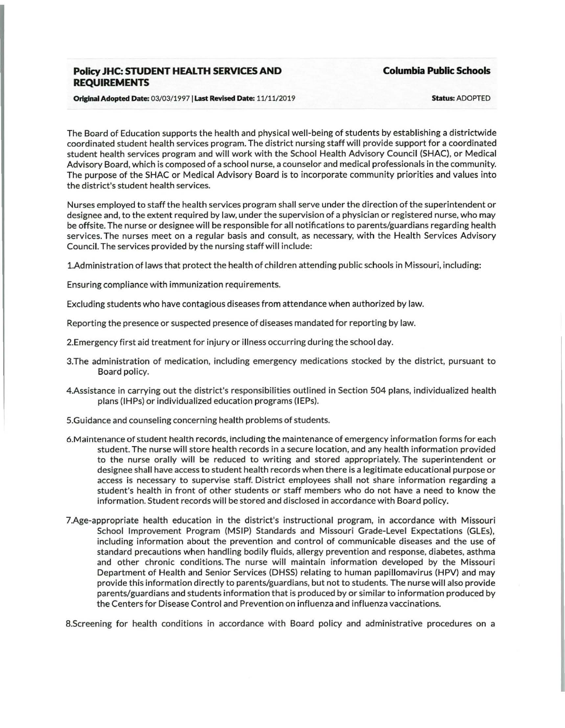# Policy JHC: STUDENT HEALTH SERVICES AND REQUIREMENTS

**Columbia Public Schools**

**Original Adopted Date:** 03/03/1997 | **Last Revised Date:** 11/11/2019 **Status:** ADOPTED

The Board of Education supports the health and physical well-being of students by establishing a districtwide coordinated student health services program. The district nursing staff will provide support for a coordinated student health services program and will work with the School Health Advisory Council (SHAC), or Medical Advisory Board, which is composed of a school nurse, a counselor and medical professionals in the community. The purpose of the SHAC or Medical Advisory Board is to incorporate community priorities and values into the district's student health services.

Nurses employed to staff the health services program shall serve under the direction of the superintendent or designee and, to the extent required by law, under the supervision of a physician or registered nurse, who may be offsite. The nurse or designee will be responsible for all notifications to parents/guardians regarding health services. The nurses meet on a regular basis and consult, as necessary, with the Health Services Advisory Council. The services provided by the nursing staff will include:

1.Administration of laws that protect the health of children attending public schools in Missouri, including:

Ensuring compliance with immunization requirements.

Excluding students who have contagious diseases from attendance when authorized by law.

Reporting the presence or suspected presence of diseases mandated for reporting by law.

2.Emergency first aid treatment for injury or illness occurring during the school day.

3.The administration of medication, including emergency medications stocked by the district, pursuant to Board policy.

4.Assistance in carrying out the district's responsibilities outlined in Section 504 plans, individualized health plans (IHPs) or individualized education programs (IEPs).

5.Guidance and counseling concerning health problems of students.

6.Maintenance of student health records, including the maintenance of emergency information forms for each student. The nurse will store health records in a secure location, and any health information provided to the nurse orally will be reduced to writing and stored appropriately. The superintendent or designee shall have access to student health records when there is a legitimate educational purpose or access is necessary to supervise staff. District employees shall not share information regarding a student's health in front of other students or staff members who do not have a need to know the information. Student records will be stored and disclosed in accordance with Board policy.

7.Age-appropriate health education in the district's instructional program, in accordance with Missouri School Improvement Program (MSIP) Standards and Missouri Grade-Level Expectations (GLEs), including information about the prevention and control of communicable diseases and the use of standard precautions when handling bodily fluids, allergy prevention and response, diabetes, asthma and other chronic conditions. The nurse will maintain information developed by the Missouri Department of Health and Senior Services (DHSS) relating to human papillomavirus (HPV) and may provide this information directly to parents/guardians, but not to students. The nurse will also provide parents/guardians and students information that is produced by or similar to information produced by the Centers for Disease Control and Prevention on influenza and influenza vaccinations.

8.Screening for health conditions in accordance with Board policy and administrative procedures on a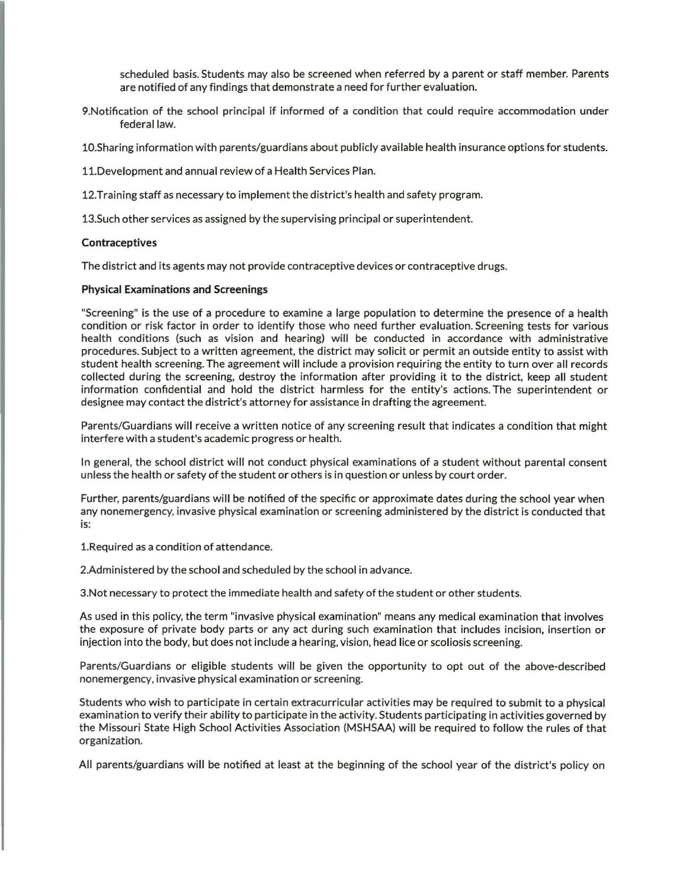scheduled basis. Students may also be screened when referred by a parent or staff member. Parents are notified of any findings that demonstrate a need for further evaluation.

9. Notification of the school principal if informed of a condition that could require accommodation under federal law.

10. Sharing information with parents/guardians about publicly available health insurance options for students.

11. Development and annual review of a Health Services Plan.

12. Training staff as necessary to implement the district's health and safety program.

13. Such other services as assigned by the supervising principal or superintendent.

**Contraceptives**

The district and its agents may not provide contraceptive devices or contraceptive drugs.

**Physical Examinations and Screenings**

"Screening" is the use of a procedure to examine a large population to determine the presence of a health condition or risk factor in order to identify those who need further evaluation. Screening tests for various health conditions (such as vision and hearing) will be conducted in accordance with administrative procedures. Subject to a written agreement, the district may solicit or permit an outside entity to assist with student health screening. The agreement will include a provision requiring the entity to turn over all records collected during the screening, destroy the information after providing it to the district, keep all student information confidential and hold the district harmless for the entity's actions. The superintendent or designee may contact the district's attorney for assistance in drafting the agreement.

Parents/Guardians will receive a written notice of any screening result that indicates a condition that might interfere with a student's academic progress or health.

In general, the school district will not conduct physical examinations of a student without parental consent unless the health or safety of the student or others is in question or unless by court order.

Further, parents/guardians will be notified of the specific or approximate dates during the school year when any nonemergency, invasive physical examination or screening administered by the district is conducted that is:

1. Required as a condition of attendance.

2. Administered by the school and scheduled by the school in advance.

3. Not necessary to protect the immediate health and safety of the student or other students.

As used in this policy, the term "invasive physical examination" means any medical examination that involves the exposure of private body parts or any act during such examination that includes incision, insertion or injection into the body, but does not include a hearing, vision, head lice or scoliosis screening.

Parents/Guardians or eligible students will be given the opportunity to opt out of the above-described nonemergency, invasive physical examination or screening.

Students who wish to participate in certain extracurricular activities may be required to submit to a physical examination to verify their ability to participate in the activity. Students participating in activities governed by the Missouri State High School Activities Association (MSHSAA) will be required to follow the rules of that organization.

All parents/guardians will be notified at least at the beginning of the school year of the district's policy on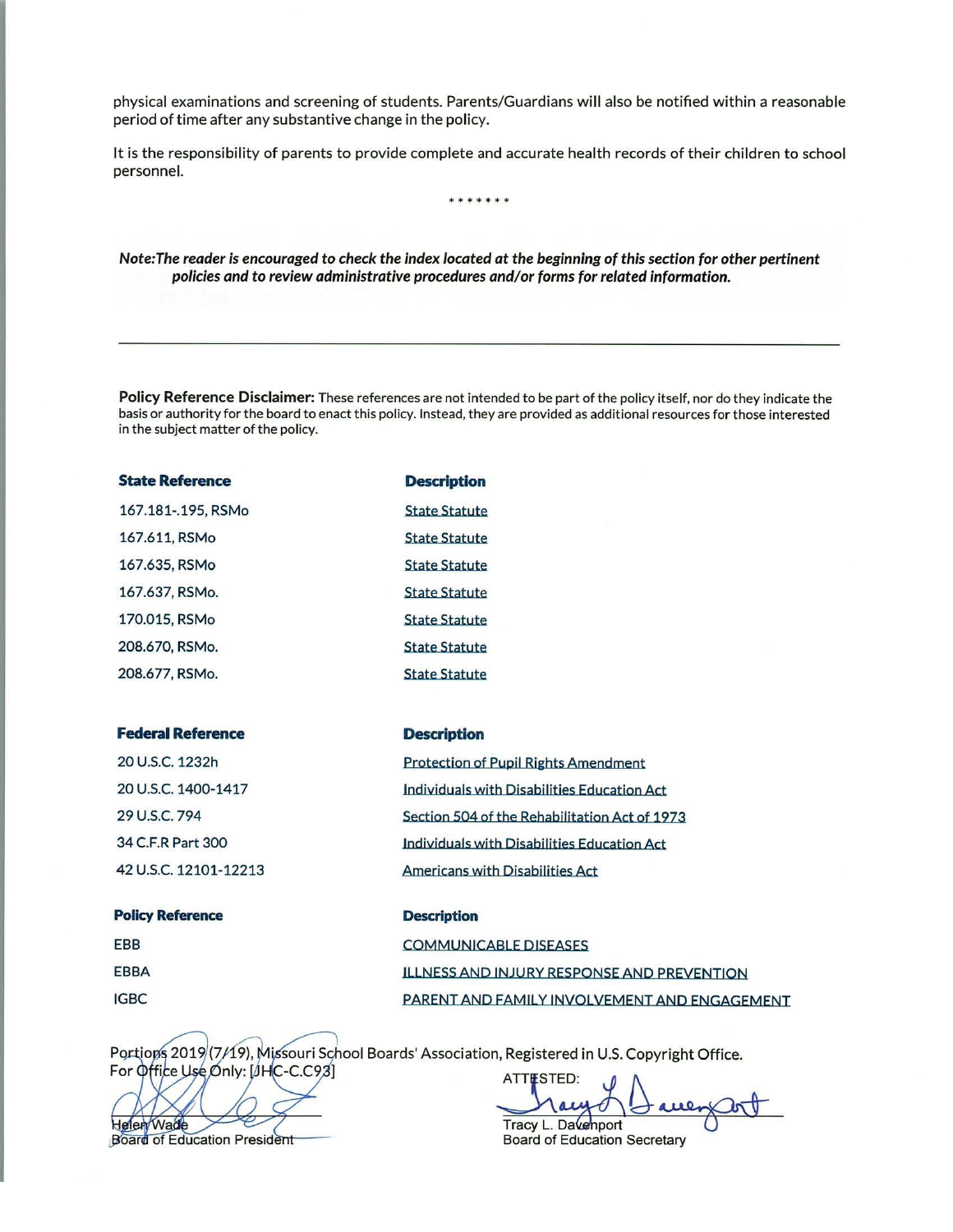physical examinations and screening of students. Parents/Guardians will also be notified within a reasonable period of time after any substantive change in the policy.

It is the responsibility of parents to provide complete and accurate health records of their children to school personnel.

\*\*\*\*\*\*\*

***Note: The reader is encouraged to check the index located at the beginning of this section for other pertinent policies and to review administrative procedures and/or forms for related information.***

---

**Policy Reference Disclaimer:** These references are not intended to be part of the policy itself, nor do they indicate the basis or authority for the board to enact this policy. Instead, they are provided as additional resources for those interested in the subject matter of the policy.

| State Reference | Description |
|---|---|
| 167.181-.195, RSMo | State Statute |
| 167.611, RSMo | State Statute |
| 167.635, RSMo | State Statute |
| 167.637, RSMo. | State Statute |
| 170.015, RSMo | State Statute |
| 208.670, RSMo. | State Statute |
| 208.677, RSMo. | State Statute |

| Federal Reference | Description |
|---|---|
| 20 U.S.C. 1232h | Protection of Pupil Rights Amendment |
| 20 U.S.C. 1400-1417 | Individuals with Disabilities Education Act |
| 29 U.S.C. 794 | Section 504 of the Rehabilitation Act of 1973 |
| 34 C.F.R Part 300 | Individuals with Disabilities Education Act |
| 42 U.S.C. 12101-12213 | Americans with Disabilities Act |

| Policy Reference | Description |
|---|---|
| EBB | COMMUNICABLE DISEASES |
| EBBA | ILLNESS AND INJURY RESPONSE AND PREVENTION |
| IGBC | PARENT AND FAMILY INVOLVEMENT AND ENGAGEMENT |

Portions 2019 (7/19), Missouri School Boards' Association, Registered in U.S. Copyright Office.
For Office Use Only: [JHC-C.C93]

Helen Wade
Board of Education President

ATTESTED:

Tracy L. Davenport
Board of Education Secretary